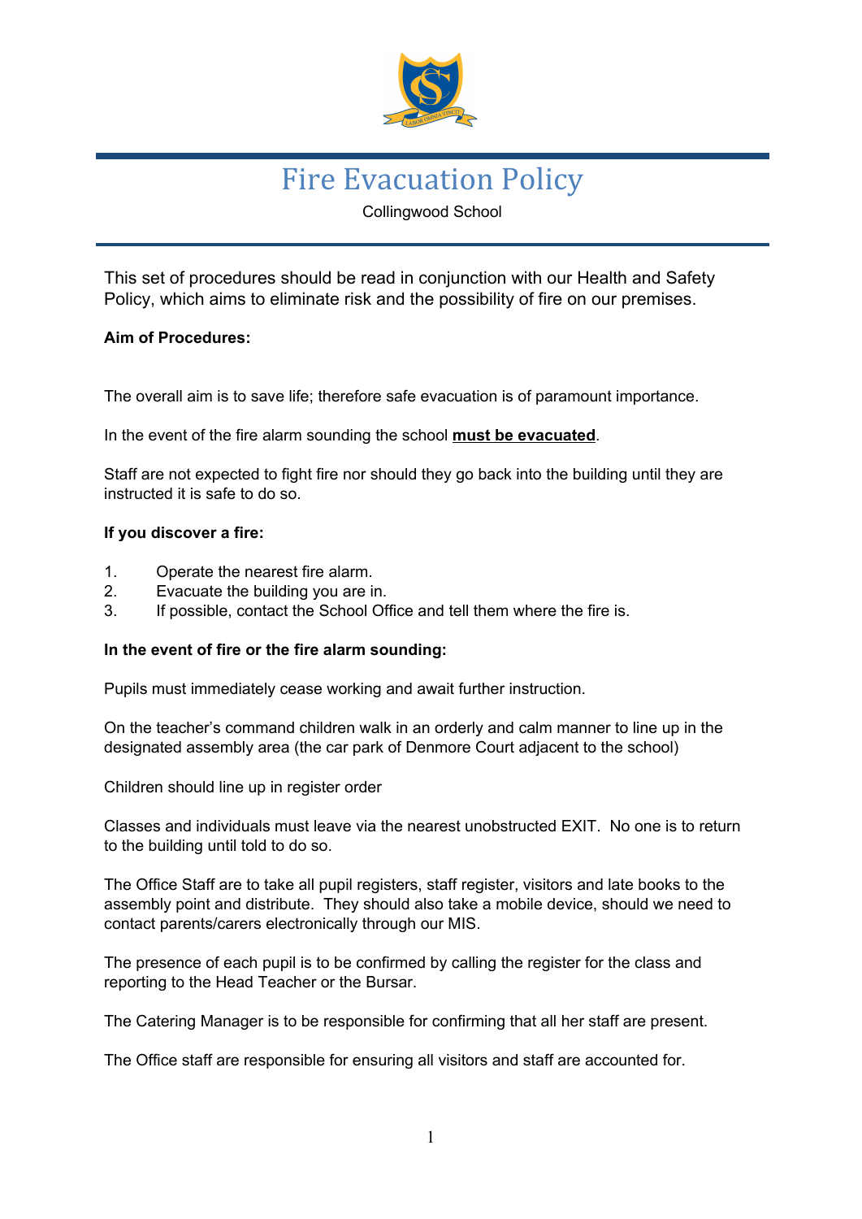# Fire Evacuation Policy

Collingwood School

This set of procedures should be read in conjunction with our Health and Safety Policy, which aims to eliminate risk and the possibility of fire on our premises.

**Aim of Procedures:**

The overall aim is to save life; therefore safe evacuation is of paramount importance.

In the event of the fire alarm sounding the school **<u>must be evacuated</u>**.

Staff are not expected to fight fire nor should they go back into the building until they are instructed it is safe to do so.

**If you discover a fire:**

1. Operate the nearest fire alarm.
2. Evacuate the building you are in.
3. If possible, contact the School Office and tell them where the fire is.

**In the event of fire or the fire alarm sounding:**

Pupils must immediately cease working and await further instruction.

On the teacher's command children walk in an orderly and calm manner to line up in the designated assembly area (the car park of Denmore Court adjacent to the school)

Children should line up in register order

Classes and individuals must leave via the nearest unobstructed EXIT. No one is to return to the building until told to do so.

The Office Staff are to take all pupil registers, staff register, visitors and late books to the assembly point and distribute. They should also take a mobile device, should we need to contact parents/carers electronically through our MIS.

The presence of each pupil is to be confirmed by calling the register for the class and reporting to the Head Teacher or the Bursar.

The Catering Manager is to be responsible for confirming that all her staff are present.

The Office staff are responsible for ensuring all visitors and staff are accounted for.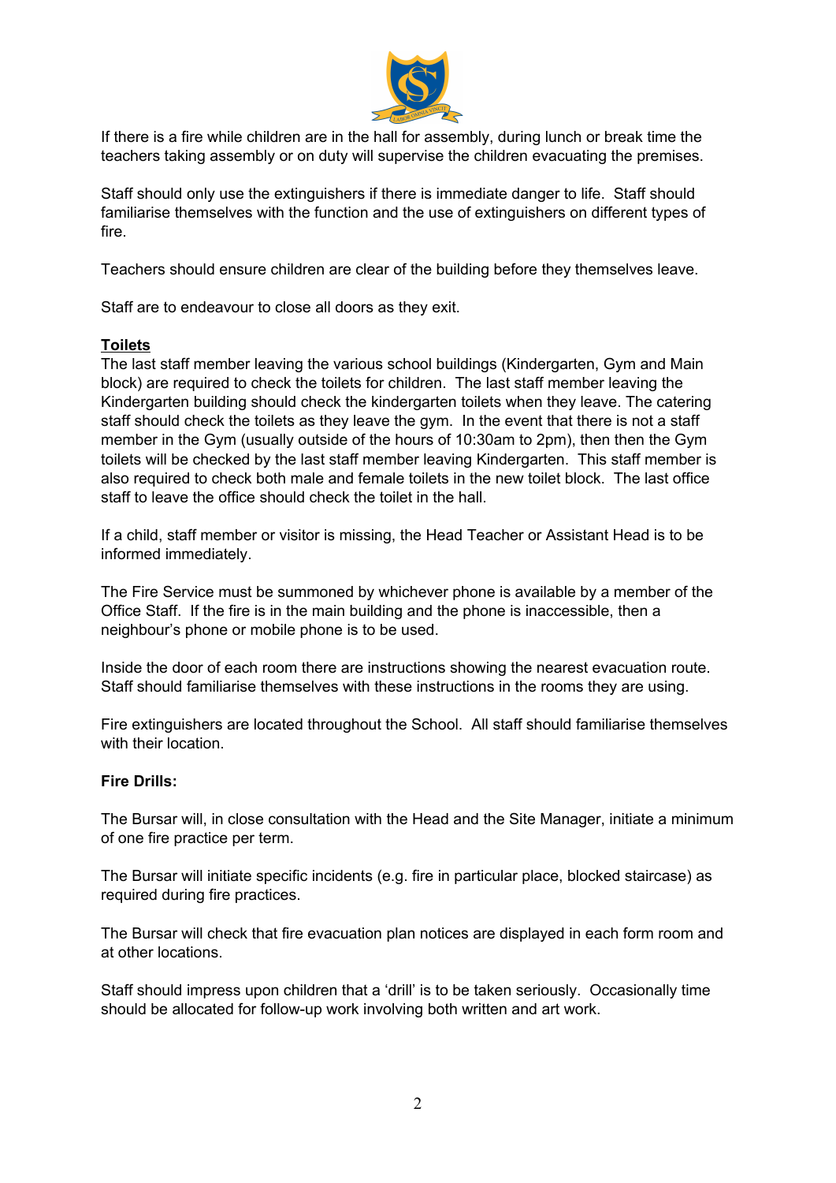If there is a fire while children are in the hall for assembly, during lunch or break time the teachers taking assembly or on duty will supervise the children evacuating the premises.

Staff should only use the extinguishers if there is immediate danger to life. Staff should familiarise themselves with the function and the use of extinguishers on different types of fire.

Teachers should ensure children are clear of the building before they themselves leave.

Staff are to endeavour to close all doors as they exit.

**Toilets**

The last staff member leaving the various school buildings (Kindergarten, Gym and Main block) are required to check the toilets for children. The last staff member leaving the Kindergarten building should check the kindergarten toilets when they leave. The catering staff should check the toilets as they leave the gym. In the event that there is not a staff member in the Gym (usually outside of the hours of 10:30am to 2pm), then then the Gym toilets will be checked by the last staff member leaving Kindergarten. This staff member is also required to check both male and female toilets in the new toilet block. The last office staff to leave the office should check the toilet in the hall.

If a child, staff member or visitor is missing, the Head Teacher or Assistant Head is to be informed immediately.

The Fire Service must be summoned by whichever phone is available by a member of the Office Staff. If the fire is in the main building and the phone is inaccessible, then a neighbour's phone or mobile phone is to be used.

Inside the door of each room there are instructions showing the nearest evacuation route. Staff should familiarise themselves with these instructions in the rooms they are using.

Fire extinguishers are located throughout the School. All staff should familiarise themselves with their location.

**Fire Drills:**

The Bursar will, in close consultation with the Head and the Site Manager, initiate a minimum of one fire practice per term.

The Bursar will initiate specific incidents (e.g. fire in particular place, blocked staircase) as required during fire practices.

The Bursar will check that fire evacuation plan notices are displayed in each form room and at other locations.

Staff should impress upon children that a 'drill' is to be taken seriously. Occasionally time should be allocated for follow-up work involving both written and art work.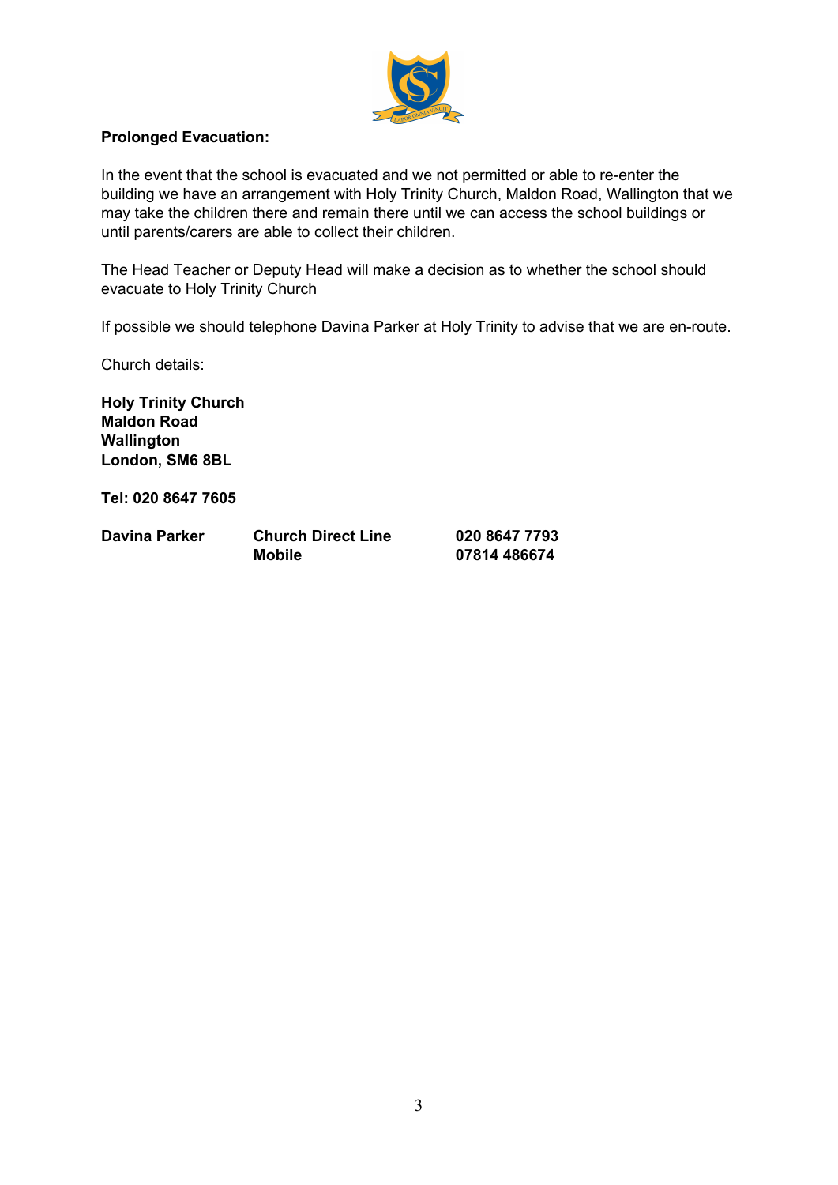**Prolonged Evacuation:**

In the event that the school is evacuated and we not permitted or able to re-enter the building we have an arrangement with Holy Trinity Church, Maldon Road, Wallington that we may take the children there and remain there until we can access the school buildings or until parents/carers are able to collect their children.

The Head Teacher or Deputy Head will make a decision as to whether the school should evacuate to Holy Trinity Church

If possible we should telephone Davina Parker at Holy Trinity to advise that we are en-route.

Church details:

**Holy Trinity Church**
**Maldon Road**
**Wallington**
**London, SM6 8BL**

**Tel: 020 8647 7605**

| | | |
|---|---|---|
| **Davina Parker** | **Church Direct Line** | **020 8647 7793** |
| | **Mobile** | **07814 486674** |